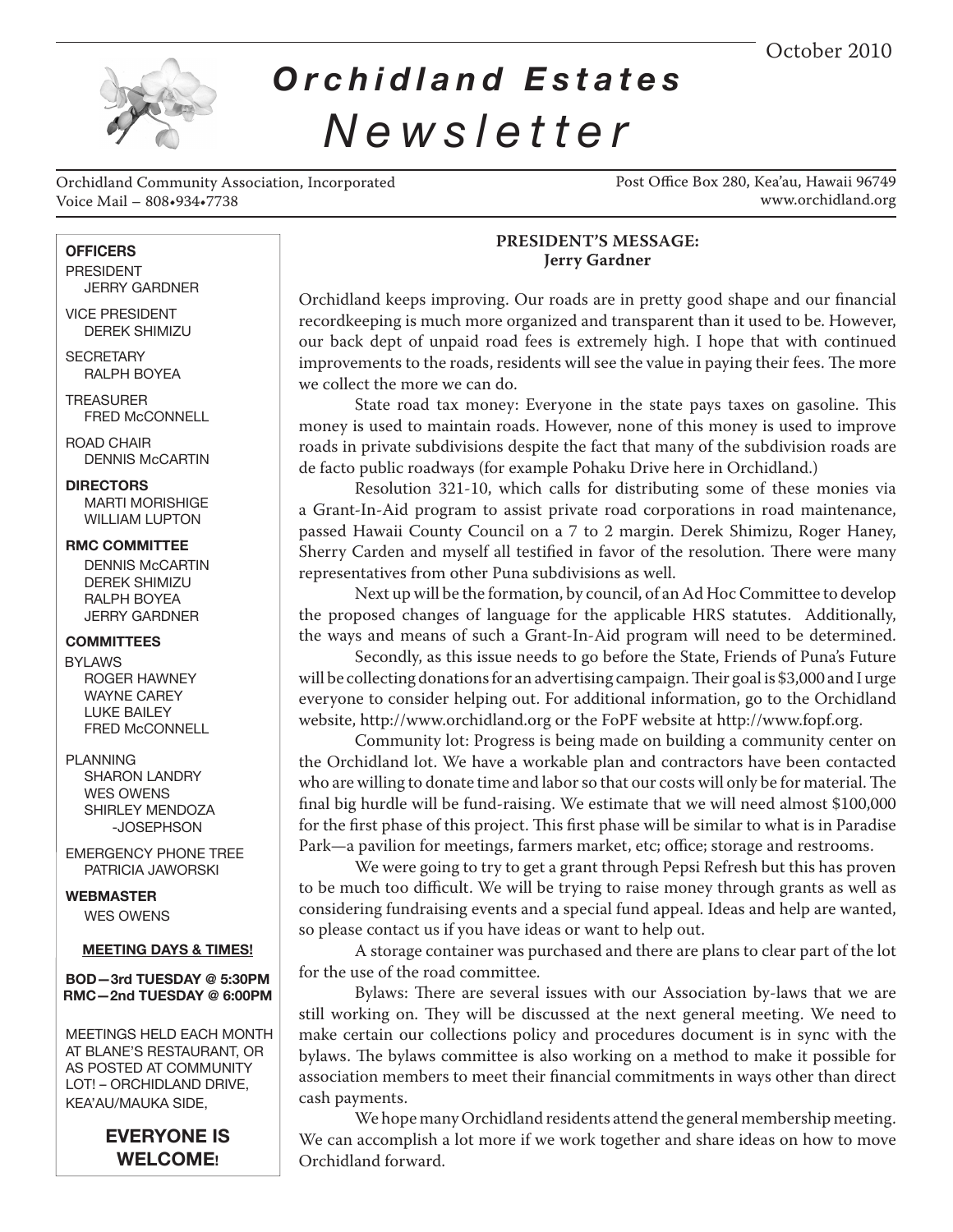October 2010

# *Orchidland Estates Newsletter*

Orchidland Community Association, Incorporated
Voice Mail – 808•934•7738

Post Office Box 280, Kea'au, Hawaii 96749
www.orchidland.org

**OFFICERS**

PRESIDENT
JERRY GARDNER

VICE PRESIDENT
DEREK SHIMIZU

SECRETARY
RALPH BOYEA

TREASURER
FRED McCONNELL

ROAD CHAIR
DENNIS McCARTIN

**DIRECTORS**
MARTI MORISHIGE
WILLIAM LUPTON

**RMC COMMITTEE**
DENNIS McCARTIN
DEREK SHIMIZU
RALPH BOYEA
JERRY GARDNER

**COMMITTEES**

BYLAWS
ROGER HAWNEY
WAYNE CAREY
LUKE BAILEY
FRED McCONNELL

PLANNING
SHARON LANDRY
WES OWENS
SHIRLEY MENDOZA -JOSEPHSON

EMERGENCY PHONE TREE
PATRICIA JAWORSKI

**WEBMASTER**
WES OWENS

**MEETING DAYS & TIMES!**

**BOD—3rd TUESDAY @ 5:30PM**
**RMC—2nd TUESDAY @ 6:00PM**

MEETINGS HELD EACH MONTH AT BLANE'S RESTAURANT, OR AS POSTED AT COMMUNITY LOT! – ORCHIDLAND DRIVE, KEA'AU/MAUKA SIDE,

**EVERYONE IS WELCOME!**

## PRESIDENT'S MESSAGE: Jerry Gardner

Orchidland keeps improving. Our roads are in pretty good shape and our financial recordkeeping is much more organized and transparent than it used to be. However, our back dept of unpaid road fees is extremely high. I hope that with continued improvements to the roads, residents will see the value in paying their fees. The more we collect the more we can do.

State road tax money: Everyone in the state pays taxes on gasoline. This money is used to maintain roads. However, none of this money is used to improve roads in private subdivisions despite the fact that many of the subdivision roads are de facto public roadways (for example Pohaku Drive here in Orchidland.)

Resolution 321-10, which calls for distributing some of these monies via a Grant-In-Aid program to assist private road corporations in road maintenance, passed Hawaii County Council on a 7 to 2 margin. Derek Shimizu, Roger Haney, Sherry Carden and myself all testified in favor of the resolution. There were many representatives from other Puna subdivisions as well.

Next up will be the formation, by council, of an Ad Hoc Committee to develop the proposed changes of language for the applicable HRS statutes. Additionally, the ways and means of such a Grant-In-Aid program will need to be determined.

Secondly, as this issue needs to go before the State, Friends of Puna's Future will be collecting donations for an advertising campaign. Their goal is $3,000 and I urge everyone to consider helping out. For additional information, go to the Orchidland website, http://www.orchidland.org or the FoPF website at http://www.fopf.org.

Community lot: Progress is being made on building a community center on the Orchidland lot. We have a workable plan and contractors have been contacted who are willing to donate time and labor so that our costs will only be for material. The final big hurdle will be fund-raising. We estimate that we will need almost $100,000 for the first phase of this project. This first phase will be similar to what is in Paradise Park—a pavilion for meetings, farmers market, etc; office; storage and restrooms.

We were going to try to get a grant through Pepsi Refresh but this has proven to be much too difficult. We will be trying to raise money through grants as well as considering fundraising events and a special fund appeal. Ideas and help are wanted, so please contact us if you have ideas or want to help out.

A storage container was purchased and there are plans to clear part of the lot for the use of the road committee.

Bylaws: There are several issues with our Association by-laws that we are still working on. They will be discussed at the next general meeting. We need to make certain our collections policy and procedures document is in sync with the bylaws. The bylaws committee is also working on a method to make it possible for association members to meet their financial commitments in ways other than direct cash payments.

We hope many Orchidland residents attend the general membership meeting. We can accomplish a lot more if we work together and share ideas on how to move Orchidland forward.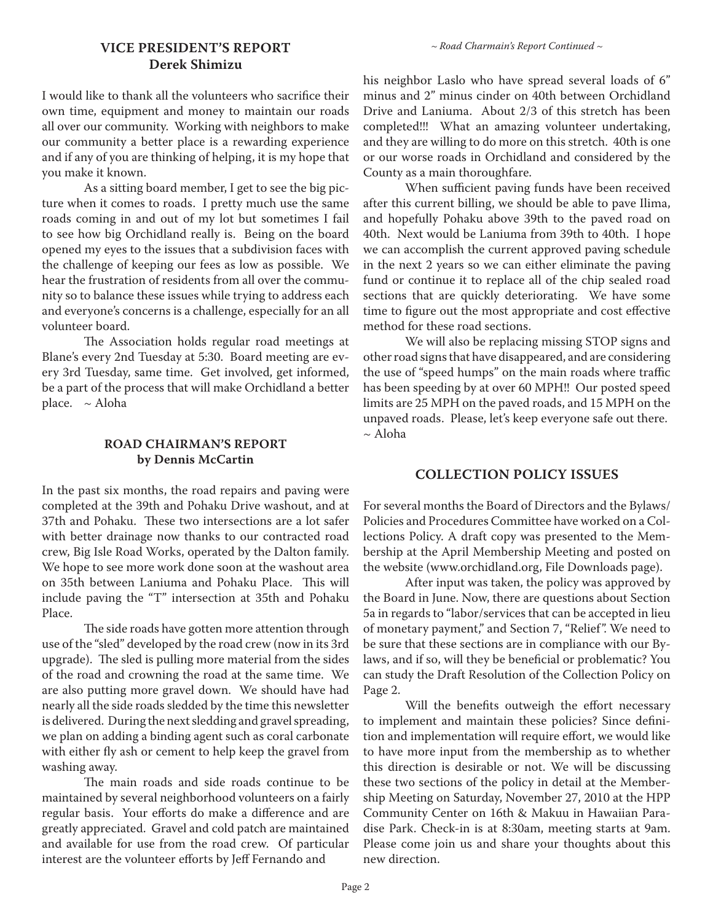## VICE PRESIDENT'S REPORT
**Derek Shimizu**

I would like to thank all the volunteers who sacrifice their own time, equipment and money to maintain our roads all over our community. Working with neighbors to make our community a better place is a rewarding experience and if any of you are thinking of helping, it is my hope that you make it known.

As a sitting board member, I get to see the big picture when it comes to roads. I pretty much use the same roads coming in and out of my lot but sometimes I fail to see how big Orchidland really is. Being on the board opened my eyes to the issues that a subdivision faces with the challenge of keeping our fees as low as possible. We hear the frustration of residents from all over the community so to balance these issues while trying to address each and everyone's concerns is a challenge, especially for an all volunteer board.

The Association holds regular road meetings at Blane's every 2nd Tuesday at 5:30. Board meeting are every 3rd Tuesday, same time. Get involved, get informed, be a part of the process that will make Orchidland a better place. ~ Aloha

## ROAD CHAIRMAN'S REPORT
**by Dennis McCartin**

In the past six months, the road repairs and paving were completed at the 39th and Pohaku Drive washout, and at 37th and Pohaku. These two intersections are a lot safer with better drainage now thanks to our contracted road crew, Big Isle Road Works, operated by the Dalton family. We hope to see more work done soon at the washout area on 35th between Laniuma and Pohaku Place. This will include paving the "T" intersection at 35th and Pohaku Place.

The side roads have gotten more attention through use of the "sled" developed by the road crew (now in its 3rd upgrade). The sled is pulling more material from the sides of the road and crowning the road at the same time. We are also putting more gravel down. We should have had nearly all the side roads sledded by the time this newsletter is delivered. During the next sledding and gravel spreading, we plan on adding a binding agent such as coral carbonate with either fly ash or cement to help keep the gravel from washing away.

The main roads and side roads continue to be maintained by several neighborhood volunteers on a fairly regular basis. Your efforts do make a difference and are greatly appreciated. Gravel and cold patch are maintained and available for use from the road crew. Of particular interest are the volunteer efforts by Jeff Fernando and

*~ Road Charmain's Report Continued ~*

his neighbor Laslo who have spread several loads of 6" minus and 2" minus cinder on 40th between Orchidland Drive and Laniuma. About 2/3 of this stretch has been completed!!! What an amazing volunteer undertaking, and they are willing to do more on this stretch. 40th is one or our worse roads in Orchidland and considered by the County as a main thoroughfare.

When sufficient paving funds have been received after this current billing, we should be able to pave Ilima, and hopefully Pohaku above 39th to the paved road on 40th. Next would be Laniuma from 39th to 40th. I hope we can accomplish the current approved paving schedule in the next 2 years so we can either eliminate the paving fund or continue it to replace all of the chip sealed road sections that are quickly deteriorating. We have some time to figure out the most appropriate and cost effective method for these road sections.

We will also be replacing missing STOP signs and other road signs that have disappeared, and are considering the use of "speed humps" on the main roads where traffic has been speeding by at over 60 MPH!! Our posted speed limits are 25 MPH on the paved roads, and 15 MPH on the unpaved roads. Please, let's keep everyone safe out there. ~ Aloha

## COLLECTION POLICY ISSUES

For several months the Board of Directors and the Bylaws/ Policies and Procedures Committee have worked on a Collections Policy. A draft copy was presented to the Membership at the April Membership Meeting and posted on the website (www.orchidland.org, File Downloads page).

After input was taken, the policy was approved by the Board in June. Now, there are questions about Section 5a in regards to "labor/services that can be accepted in lieu of monetary payment," and Section 7, "Relief". We need to be sure that these sections are in compliance with our Bylaws, and if so, will they be beneficial or problematic? You can study the Draft Resolution of the Collection Policy on Page 2.

Will the benefits outweigh the effort necessary to implement and maintain these policies? Since definition and implementation will require effort, we would like to have more input from the membership as to whether this direction is desirable or not. We will be discussing these two sections of the policy in detail at the Membership Meeting on Saturday, November 27, 2010 at the HPP Community Center on 16th & Makuu in Hawaiian Paradise Park. Check-in is at 8:30am, meeting starts at 9am. Please come join us and share your thoughts about this new direction.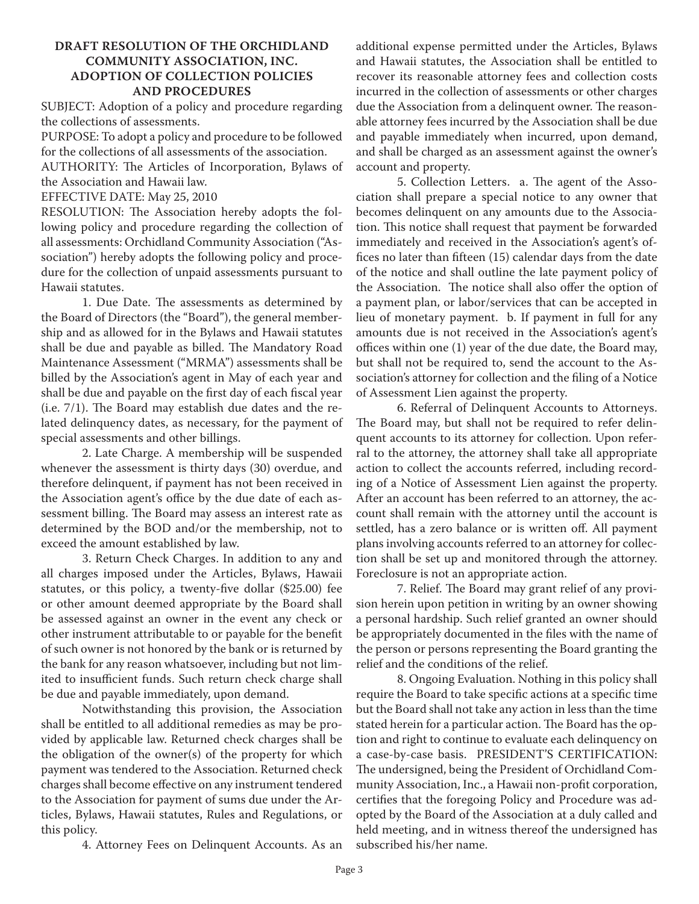## DRAFT RESOLUTION OF THE ORCHIDLAND COMMUNITY ASSOCIATION, INC. ADOPTION OF COLLECTION POLICIES AND PROCEDURES

SUBJECT: Adoption of a policy and procedure regarding the collections of assessments.

PURPOSE: To adopt a policy and procedure to be followed for the collections of all assessments of the association.

AUTHORITY: The Articles of Incorporation, Bylaws of the Association and Hawaii law.

EFFECTIVE DATE: May 25, 2010

RESOLUTION: The Association hereby adopts the following policy and procedure regarding the collection of all assessments: Orchidland Community Association ("Association") hereby adopts the following policy and procedure for the collection of unpaid assessments pursuant to Hawaii statutes.

1. Due Date. The assessments as determined by the Board of Directors (the "Board"), the general membership and as allowed for in the Bylaws and Hawaii statutes shall be due and payable as billed. The Mandatory Road Maintenance Assessment ("MRMA") assessments shall be billed by the Association's agent in May of each year and shall be due and payable on the first day of each fiscal year (i.e. 7/1). The Board may establish due dates and the related delinquency dates, as necessary, for the payment of special assessments and other billings.

2. Late Charge. A membership will be suspended whenever the assessment is thirty days (30) overdue, and therefore delinquent, if payment has not been received in the Association agent's office by the due date of each assessment billing. The Board may assess an interest rate as determined by the BOD and/or the membership, not to exceed the amount established by law.

3. Return Check Charges. In addition to any and all charges imposed under the Articles, Bylaws, Hawaii statutes, or this policy, a twenty-five dollar ($25.00) fee or other amount deemed appropriate by the Board shall be assessed against an owner in the event any check or other instrument attributable to or payable for the benefit of such owner is not honored by the bank or is returned by the bank for any reason whatsoever, including but not limited to insufficient funds. Such return check charge shall be due and payable immediately, upon demand.

Notwithstanding this provision, the Association shall be entitled to all additional remedies as may be provided by applicable law. Returned check charges shall be the obligation of the owner(s) of the property for which payment was tendered to the Association. Returned check charges shall become effective on any instrument tendered to the Association for payment of sums due under the Articles, Bylaws, Hawaii statutes, Rules and Regulations, or this policy.

4. Attorney Fees on Delinquent Accounts. As an additional expense permitted under the Articles, Bylaws and Hawaii statutes, the Association shall be entitled to recover its reasonable attorney fees and collection costs incurred in the collection of assessments or other charges due the Association from a delinquent owner. The reasonable attorney fees incurred by the Association shall be due and payable immediately when incurred, upon demand, and shall be charged as an assessment against the owner's account and property.

5. Collection Letters. a. The agent of the Association shall prepare a special notice to any owner that becomes delinquent on any amounts due to the Association. This notice shall request that payment be forwarded immediately and received in the Association's agent's offices no later than fifteen (15) calendar days from the date of the notice and shall outline the late payment policy of the Association. The notice shall also offer the option of a payment plan, or labor/services that can be accepted in lieu of monetary payment. b. If payment in full for any amounts due is not received in the Association's agent's offices within one (1) year of the due date, the Board may, but shall not be required to, send the account to the Association's attorney for collection and the filing of a Notice of Assessment Lien against the property.

6. Referral of Delinquent Accounts to Attorneys. The Board may, but shall not be required to refer delinquent accounts to its attorney for collection. Upon referral to the attorney, the attorney shall take all appropriate action to collect the accounts referred, including recording of a Notice of Assessment Lien against the property. After an account has been referred to an attorney, the account shall remain with the attorney until the account is settled, has a zero balance or is written off. All payment plans involving accounts referred to an attorney for collection shall be set up and monitored through the attorney. Foreclosure is not an appropriate action.

7. Relief. The Board may grant relief of any provision herein upon petition in writing by an owner showing a personal hardship. Such relief granted an owner should be appropriately documented in the files with the name of the person or persons representing the Board granting the relief and the conditions of the relief.

8. Ongoing Evaluation. Nothing in this policy shall require the Board to take specific actions at a specific time but the Board shall not take any action in less than the time stated herein for a particular action. The Board has the option and right to continue to evaluate each delinquency on a case-by-case basis. PRESIDENT'S CERTIFICATION: The undersigned, being the President of Orchidland Community Association, Inc., a Hawaii non-profit corporation, certifies that the foregoing Policy and Procedure was adopted by the Board of the Association at a duly called and held meeting, and in witness thereof the undersigned has subscribed his/her name.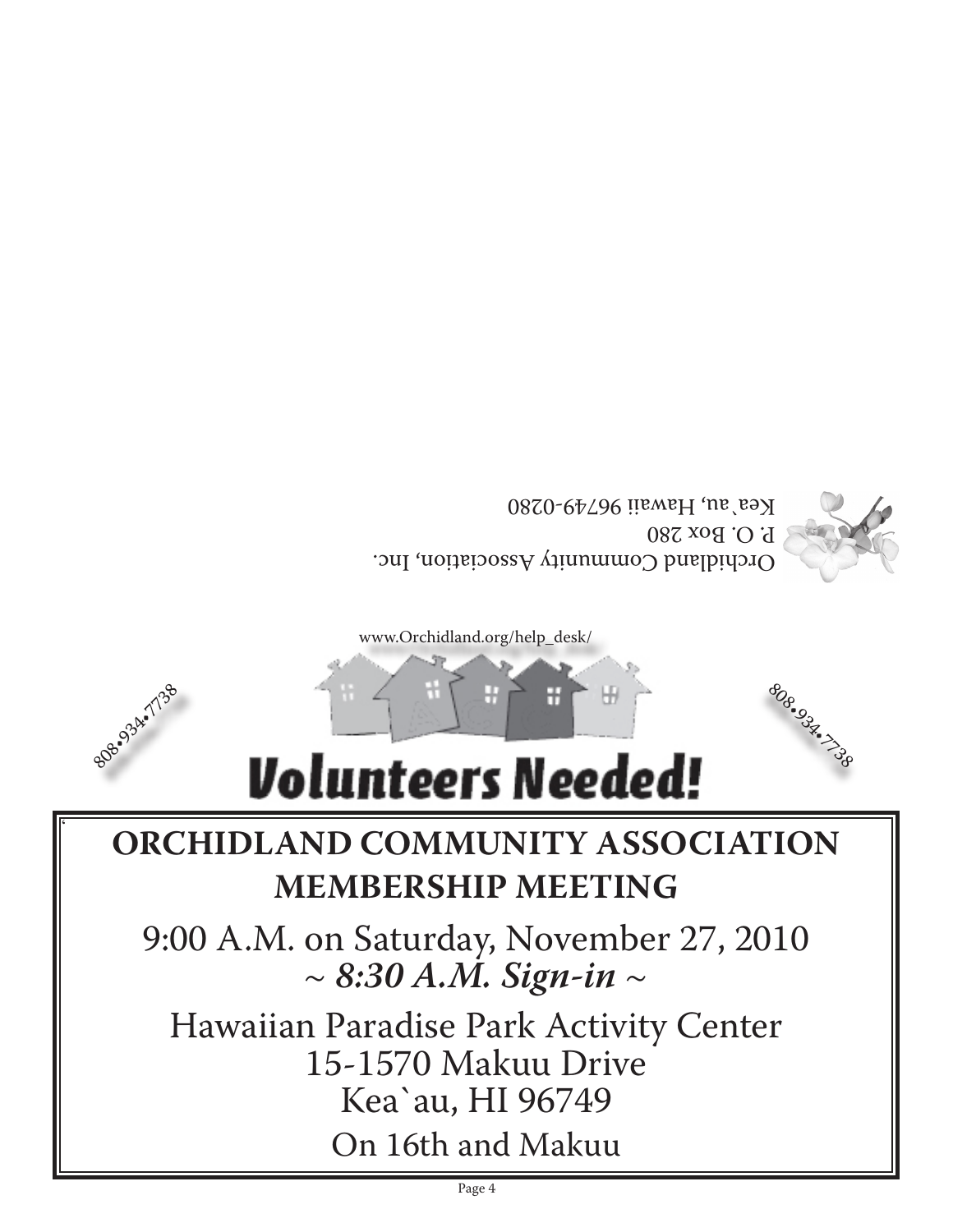Orchidland Community Association, Inc.
P. O. Box 280
Kea`au, Hawaii 96749-0280

www.Orchidland.org/help_desk/

808•934•7738

808•934•7738

# Volunteers Needed!

## ORCHIDLAND COMMUNITY ASSOCIATION MEMBERSHIP MEETING

9:00 A.M. on Saturday, November 27, 2010

*~ 8:30 A.M. Sign-in ~*

Hawaiian Paradise Park Activity Center
15-1570 Makuu Drive
Kea`au, HI 96749

On 16th and Makuu